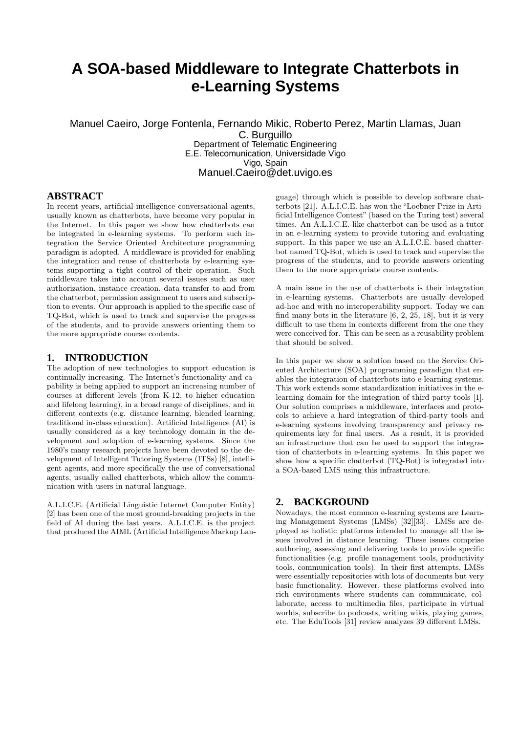# A SOA-based Middleware to Integrate Chatterbots in e-Learning Systems

Manuel Caeiro, Jorge Fontenla, Fernando Mikic, Roberto Perez, Martin Llamas, Juan C. Burguillo
Department of Telematic Engineering
E.E. Telecomunication, Universidade Vigo
Vigo, Spain
Manuel.Caeiro@det.uvigo.es

## ABSTRACT

In recent years, artificial intelligence conversational agents, usually known as chatterbots, have become very popular in the Internet. In this paper we show how chatterbots can be integrated in e-learning systems. To perform such integration the Service Oriented Architecture programming paradigm is adopted. A middleware is provided for enabling the integration and reuse of chatterbots by e-learning systems supporting a tight control of their operation. Such middleware takes into account several issues such as user authorization, instance creation, data transfer to and from the chatterbot, permission assignment to users and subscription to events. Our approach is applied to the specific case of TQ-Bot, which is used to track and supervise the progress of the students, and to provide answers orienting them to the more appropriate course contents.

## 1. INTRODUCTION

The adoption of new technologies to support education is continually increasing. The Internet's functionality and capability is being applied to support an increasing number of courses at different levels (from K-12, to higher education and lifelong learning), in a broad range of disciplines, and in different contexts (e.g. distance learning, blended learning, traditional in-class education). Artificial Intelligence (AI) is usually considered as a key technology domain in the development and adoption of e-learning systems. Since the 1980's many research projects have been devoted to the development of Intelligent Tutoring Systems (ITSs) [8], intelligent agents, and more specifically the use of conversational agents, usually called chatterbots, which allow the communication with users in natural language.

A.L.I.C.E. (Artificial Linguistic Internet Computer Entity) [2] has been one of the most ground-breaking projects in the field of AI during the last years. A.L.I.C.E. is the project that produced the AIML (Artificial Intelligence Markup Language) through which is possible to develop software chatterbots [21]. A.L.I.C.E. has won the "Loebner Prize in Artificial Intelligence Contest" (based on the Turing test) several times. An A.L.I.C.E.-like chatterbot can be used as a tutor in an e-learning system to provide tutoring and evaluating support. In this paper we use an A.L.I.C.E. based chatterbot named TQ-Bot, which is used to track and supervise the progress of the students, and to provide answers orienting them to the more appropriate course contents.

A main issue in the use of chatterbots is their integration in e-learning systems. Chatterbots are usually developed ad-hoc and with no interoperability support. Today we can find many bots in the literature [6, 2, 25, 18], but it is very difficult to use them in contexts different from the one they were conceived for. This can be seen as a reusability problem that should be solved.

In this paper we show a solution based on the Service Oriented Architecture (SOA) programming paradigm that enables the integration of chatterbots into e-learning systems. This work extends some standardization initiatives in the e-learning domain for the integration of third-party tools [1]. Our solution comprises a middleware, interfaces and protocols to achieve a hard integration of third-party tools and e-learning systems involving transparency and privacy requirements key for final users. As a result, it is provided an infrastructure that can be used to support the integration of chatterbots in e-learning systems. In this paper we show how a specific chatterbot (TQ-Bot) is integrated into a SOA-based LMS using this infrastructure.

## 2. BACKGROUND

Nowadays, the most common e-learning systems are Learning Management Systems (LMSs) [32][33]. LMSs are deployed as holistic platforms intended to manage all the issues involved in distance learning. These issues comprise authoring, assessing and delivering tools to provide specific functionalities (e.g. profile management tools, productivity tools, communication tools). In their first attempts, LMSs were essentially repositories with lots of documents but very basic functionality. However, these platforms evolved into rich environments where students can communicate, collaborate, access to multimedia files, participate in virtual worlds, subscribe to podcasts, writing wikis, playing games, etc. The EduTools [31] review analyzes 39 different LMSs.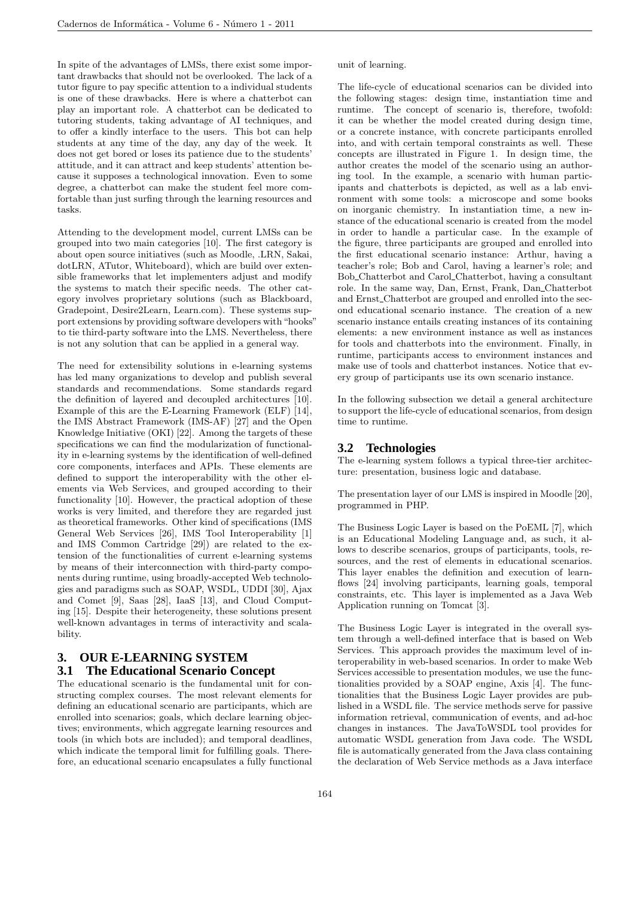In spite of the advantages of LMSs, there exist some important drawbacks that should not be overlooked. The lack of a tutor figure to pay specific attention to a individual students is one of these drawbacks. Here is where a chatterbot can play an important role. A chatterbot can be dedicated to tutoring students, taking advantage of AI techniques, and to offer a kindly interface to the users. This bot can help students at any time of the day, any day of the week. It does not get bored or loses its patience due to the students' attitude, and it can attract and keep students' attention because it supposes a technological innovation. Even to some degree, a chatterbot can make the student feel more comfortable than just surfing through the learning resources and tasks.

Attending to the development model, current LMSs can be grouped into two main categories [10]. The first category is about open source initiatives (such as Moodle, .LRN, Sakai, dotLRN, ATutor, Whiteboard), which are build over extensible frameworks that let implementers adjust and modify the systems to match their specific needs. The other category involves proprietary solutions (such as Blackboard, Gradepoint, Desire2Learn, Learn.com). These systems support extensions by providing software developers with "hooks" to tie third-party software into the LMS. Nevertheless, there is not any solution that can be applied in a general way.

The need for extensibility solutions in e-learning systems has led many organizations to develop and publish several standards and recommendations. Some standards regard the definition of layered and decoupled architectures [10]. Example of this are the E-Learning Framework (ELF) [14], the IMS Abstract Framework (IMS-AF) [27] and the Open Knowledge Initiative (OKI) [22]. Among the targets of these specifications we can find the modularization of functionality in e-learning systems by the identification of well-defined core components, interfaces and APIs. These elements are defined to support the interoperability with the other elements via Web Services, and grouped according to their functionality [10]. However, the practical adoption of these works is very limited, and therefore they are regarded just as theoretical frameworks. Other kind of specifications (IMS General Web Services [26], IMS Tool Interoperability [1] and IMS Common Cartridge [29]) are related to the extension of the functionalities of current e-learning systems by means of their interconnection with third-party components during runtime, using broadly-accepted Web technologies and paradigms such as SOAP, WSDL, UDDI [30], Ajax and Comet [9], Saas [28], IaaS [13], and Cloud Computing [15]. Despite their heterogeneity, these solutions present well-known advantages in terms of interactivity and scalability.

# 3. OUR E-LEARNING SYSTEM

## 3.1 The Educational Scenario Concept

The educational scenario is the fundamental unit for constructing complex courses. The most relevant elements for defining an educational scenario are participants, which are enrolled into scenarios; goals, which declare learning objectives; environments, which aggregate learning resources and tools (in which bots are included); and temporal deadlines, which indicate the temporal limit for fulfilling goals. Therefore, an educational scenario encapsulates a fully functional unit of learning.

The life-cycle of educational scenarios can be divided into the following stages: design time, instantiation time and runtime. The concept of scenario is, therefore, twofold: it can be whether the model created during design time, or a concrete instance, with concrete participants enrolled into, and with certain temporal constraints as well. These concepts are illustrated in Figure 1. In design time, the author creates the model of the scenario using an authoring tool. In the example, a scenario with human participants and chatterbots is depicted, as well as a lab environment with some tools: a microscope and some books on inorganic chemistry. In instantiation time, a new instance of the educational scenario is created from the model in order to handle a particular case. In the example of the figure, three participants are grouped and enrolled into the first educational scenario instance: Arthur, having a teacher's role; Bob and Carol, having a learner's role; and Bob_Chatterbot and Carol_Chatterbot, having a consultant role. In the same way, Dan, Ernst, Frank, Dan_Chatterbot and Ernst_Chatterbot are grouped and enrolled into the second educational scenario instance. The creation of a new scenario instance entails creating instances of its containing elements: a new environment instance as well as instances for tools and chatterbots into the environment. Finally, in runtime, participants access to environment instances and make use of tools and chatterbot instances. Notice that every group of participants use its own scenario instance.

In the following subsection we detail a general architecture to support the life-cycle of educational scenarios, from design time to runtime.

## 3.2 Technologies

The e-learning system follows a typical three-tier architecture: presentation, business logic and database.

The presentation layer of our LMS is inspired in Moodle [20], programmed in PHP.

The Business Logic Layer is based on the PoEML [7], which is an Educational Modeling Language and, as such, it allows to describe scenarios, groups of participants, tools, resources, and the rest of elements in educational scenarios. This layer enables the definition and execution of learnflows [24] involving participants, learning goals, temporal constraints, etc. This layer is implemented as a Java Web Application running on Tomcat [3].

The Business Logic Layer is integrated in the overall system through a well-defined interface that is based on Web Services. This approach provides the maximum level of interoperability in web-based scenarios. In order to make Web Services accessible to presentation modules, we use the functionalities provided by a SOAP engine, Axis [4]. The functionalities that the Business Logic Layer provides are published in a WSDL file. The service methods serve for passive information retrieval, communication of events, and ad-hoc changes in instances. The JavaToWSDL tool provides for automatic WSDL generation from Java code. The WSDL file is automatically generated from the Java class containing the declaration of Web Service methods as a Java interface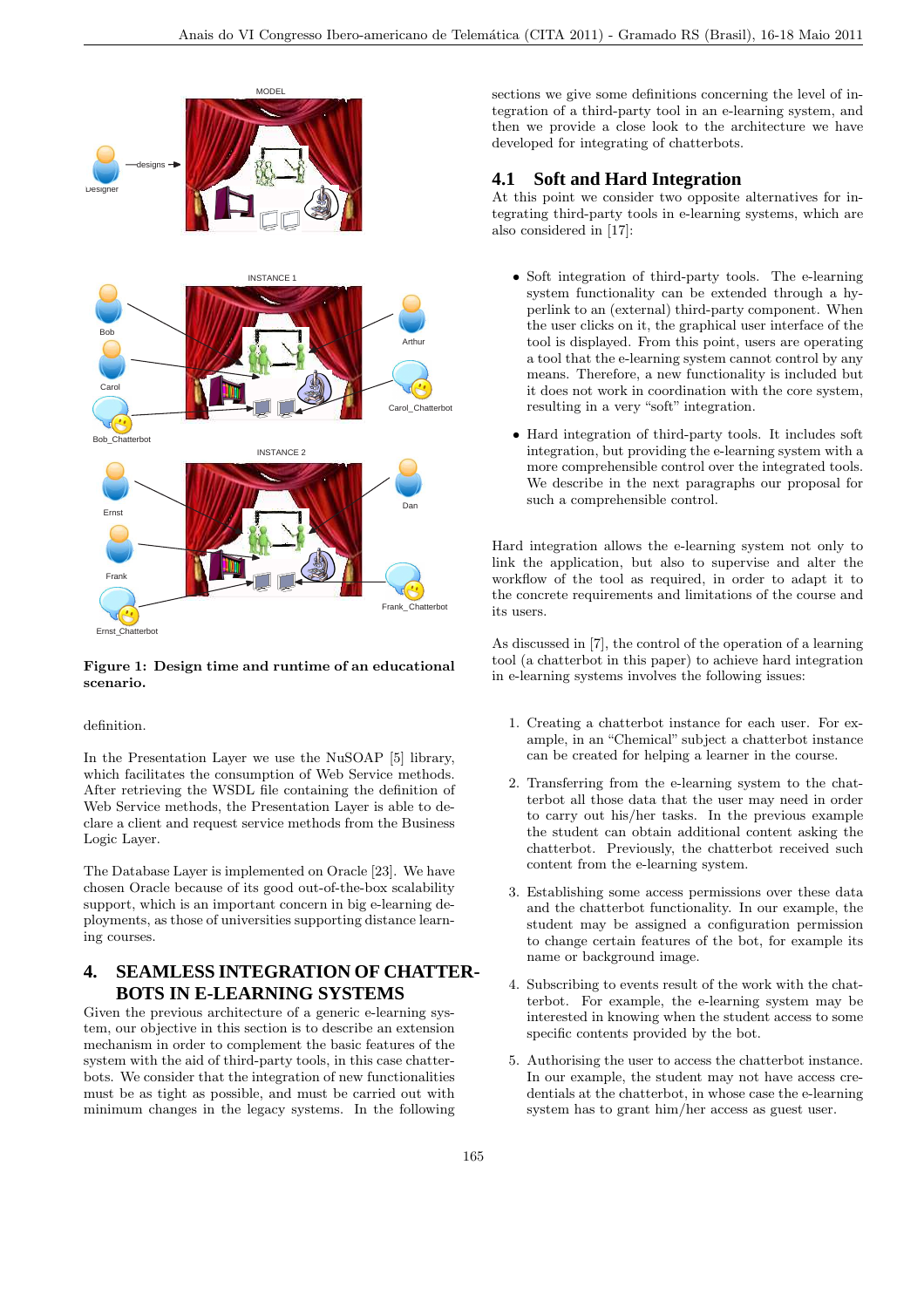Figure 1: Design time and runtime of an educational scenario.

definition.

In the Presentation Layer we use the NuSOAP [5] library, which facilitates the consumption of Web Service methods. After retrieving the WSDL file containing the definition of Web Service methods, the Presentation Layer is able to declare a client and request service methods from the Business Logic Layer.

The Database Layer is implemented on Oracle [23]. We have chosen Oracle because of its good out-of-the-box scalability support, which is an important concern in big e-learning deployments, as those of universities supporting distance learning courses.

## 4. SEAMLESS INTEGRATION OF CHATTERBOTS IN E-LEARNING SYSTEMS

Given the previous architecture of a generic e-learning system, our objective in this section is to describe an extension mechanism in order to complement the basic features of the system with the aid of third-party tools, in this case chatterbots. We consider that the integration of new functionalities must be as tight as possible, and must be carried out with minimum changes in the legacy systems. In the following sections we give some definitions concerning the level of integration of a third-party tool in an e-learning system, and then we provide a close look to the architecture we have developed for integrating of chatterbots.

### 4.1 Soft and Hard Integration

At this point we consider two opposite alternatives for integrating third-party tools in e-learning systems, which are also considered in [17]:

- Soft integration of third-party tools. The e-learning system functionality can be extended through a hyperlink to an (external) third-party component. When the user clicks on it, the graphical user interface of the tool is displayed. From this point, users are operating a tool that the e-learning system cannot control by any means. Therefore, a new functionality is included but it does not work in coordination with the core system, resulting in a very "soft" integration.

- Hard integration of third-party tools. It includes soft integration, but providing the e-learning system with a more comprehensible control over the integrated tools. We describe in the next paragraphs our proposal for such a comprehensible control.

Hard integration allows the e-learning system not only to link the application, but also to supervise and alter the workflow of the tool as required, in order to adapt it to the concrete requirements and limitations of the course and its users.

As discussed in [7], the control of the operation of a learning tool (a chatterbot in this paper) to achieve hard integration in e-learning systems involves the following issues:

1. Creating a chatterbot instance for each user. For example, in an "Chemical" subject a chatterbot instance can be created for helping a learner in the course.

2. Transferring from the e-learning system to the chatterbot all those data that the user may need in order to carry out his/her tasks. In the previous example the student can obtain additional content asking the chatterbot. Previously, the chatterbot received such content from the e-learning system.

3. Establishing some access permissions over these data and the chatterbot functionality. In our example, the student may be assigned a configuration permission to change certain features of the bot, for example its name or background image.

4. Subscribing to events result of the work with the chatterbot. For example, the e-learning system may be interested in knowing when the student access to some specific contents provided by the bot.

5. Authorising the user to access the chatterbot instance. In our example, the student may not have access credentials at the chatterbot, in whose case the e-learning system has to grant him/her access as guest user.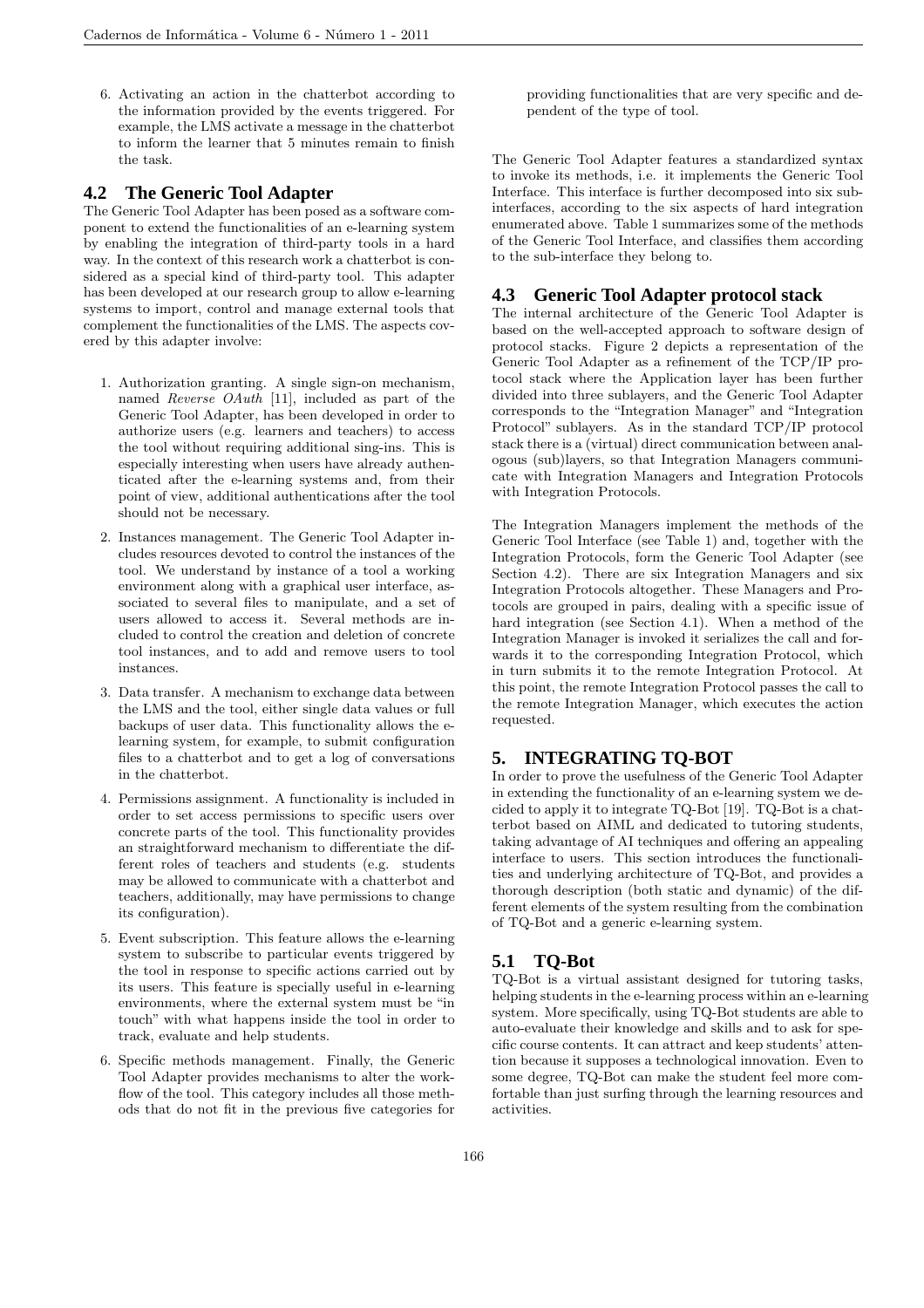6. Activating an action in the chatterbot according to the information provided by the events triggered. For example, the LMS activate a message in the chatterbot to inform the learner that 5 minutes remain to finish the task.

## 4.2 The Generic Tool Adapter

The Generic Tool Adapter has been posed as a software component to extend the functionalities of an e-learning system by enabling the integration of third-party tools in a hard way. In the context of this research work a chatterbot is considered as a special kind of third-party tool. This adapter has been developed at our research group to allow e-learning systems to import, control and manage external tools that complement the functionalities of the LMS. The aspects covered by this adapter involve:

1. Authorization granting. A single sign-on mechanism, named *Reverse OAuth* [11], included as part of the Generic Tool Adapter, has been developed in order to authorize users (e.g. learners and teachers) to access the tool without requiring additional sing-ins. This is especially interesting when users have already authenticated after the e-learning systems and, from their point of view, additional authentications after the tool should not be necessary.

2. Instances management. The Generic Tool Adapter includes resources devoted to control the instances of the tool. We understand by instance of a tool a working environment along with a graphical user interface, associated to several files to manipulate, and a set of users allowed to access it. Several methods are included to control the creation and deletion of concrete tool instances, and to add and remove users to tool instances.

3. Data transfer. A mechanism to exchange data between the LMS and the tool, either single data values or full backups of user data. This functionality allows the e-learning system, for example, to submit configuration files to a chatterbot and to get a log of conversations in the chatterbot.

4. Permissions assignment. A functionality is included in order to set access permissions to specific users over concrete parts of the tool. This functionality provides an straightforward mechanism to differentiate the different roles of teachers and students (e.g. students may be allowed to communicate with a chatterbot and teachers, additionally, may have permissions to change its configuration).

5. Event subscription. This feature allows the e-learning system to subscribe to particular events triggered by the tool in response to specific actions carried out by its users. This feature is specially useful in e-learning environments, where the external system must be "in touch" with what happens inside the tool in order to track, evaluate and help students.

6. Specific methods management. Finally, the Generic Tool Adapter provides mechanisms to alter the workflow of the tool. This category includes all those methods that do not fit in the previous five categories for providing functionalities that are very specific and dependent of the type of tool.

The Generic Tool Adapter features a standardized syntax to invoke its methods, i.e. it implements the Generic Tool Interface. This interface is further decomposed into six sub-interfaces, according to the six aspects of hard integration enumerated above. Table 1 summarizes some of the methods of the Generic Tool Interface, and classifies them according to the sub-interface they belong to.

## 4.3 Generic Tool Adapter protocol stack

The internal architecture of the Generic Tool Adapter is based on the well-accepted approach to software design of protocol stacks. Figure 2 depicts a representation of the Generic Tool Adapter as a refinement of the TCP/IP protocol stack where the Application layer has been further divided into three sublayers, and the Generic Tool Adapter corresponds to the "Integration Manager" and "Integration Protocol" sublayers. As in the standard TCP/IP protocol stack there is a (virtual) direct communication between analogous (sub)layers, so that Integration Managers communicate with Integration Managers and Integration Protocols with Integration Protocols.

The Integration Managers implement the methods of the Generic Tool Interface (see Table 1) and, together with the Integration Protocols, form the Generic Tool Adapter (see Section 4.2). There are six Integration Managers and six Integration Protocols altogether. These Managers and Protocols are grouped in pairs, dealing with a specific issue of hard integration (see Section 4.1). When a method of the Integration Manager is invoked it serializes the call and forwards it to the corresponding Integration Protocol, which in turn submits it to the remote Integration Protocol. At this point, the remote Integration Protocol passes the call to the remote Integration Manager, which executes the action requested.

# 5. INTEGRATING TQ-BOT

In order to prove the usefulness of the Generic Tool Adapter in extending the functionality of an e-learning system we decided to apply it to integrate TQ-Bot [19]. TQ-Bot is a chatterbot based on AIML and dedicated to tutoring students, taking advantage of AI techniques and offering an appealing interface to users. This section introduces the functionalities and underlying architecture of TQ-Bot, and provides a thorough description (both static and dynamic) of the different elements of the system resulting from the combination of TQ-Bot and a generic e-learning system.

## 5.1 TQ-Bot

TQ-Bot is a virtual assistant designed for tutoring tasks, helping students in the e-learning process within an e-learning system. More specifically, using TQ-Bot students are able to auto-evaluate their knowledge and skills and to ask for specific course contents. It can attract and keep students' attention because it supposes a technological innovation. Even to some degree, TQ-Bot can make the student feel more comfortable than just surfing through the learning resources and activities.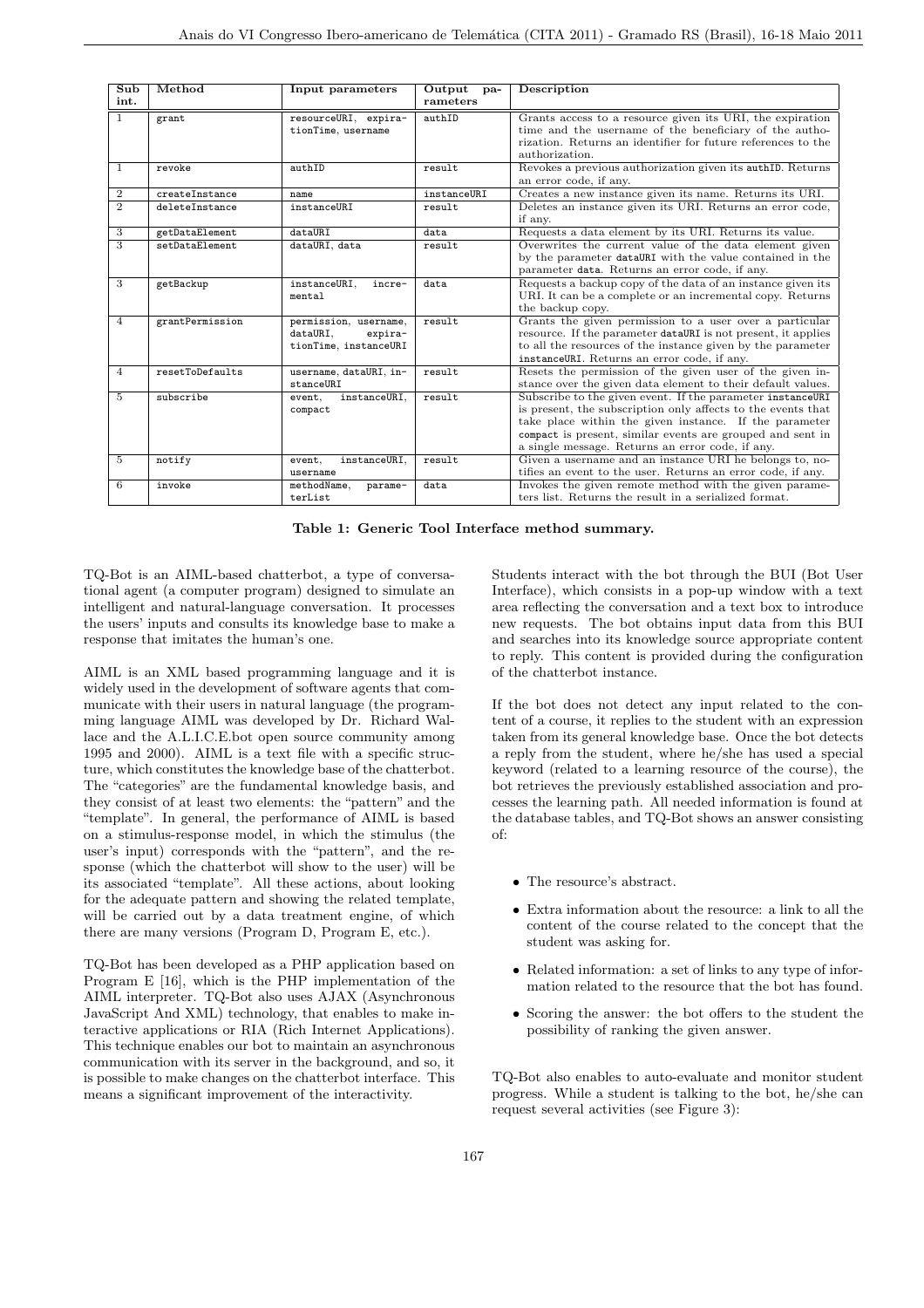| Sub int. | Method | Input parameters | Output parameters | Description |
|---|---|---|---|---|
| 1 | grant | resourceURI, expirationTime, username | authID | Grants access to a resource given its URI, the expiration time and the username of the beneficiary of the authorization. Returns an identifier for future references to the authorization. |
| 1 | revoke | authID | result | Revokes a previous authorization given its authID. Returns an error code, if any. |
| 2 | createInstance | name | instanceURI | Creates a new instance given its name. Returns its URI. |
| 2 | deleteInstance | instanceURI | result | Deletes an instance given its URI. Returns an error code, if any. |
| 3 | getDataElement | dataURI | data | Requests a data element by its URI. Returns its value. |
| 3 | setDataElement | dataURI, data | result | Overwrites the current value of the data element given by the parameter dataURI with the value contained in the parameter data. Returns an error code, if any. |
| 3 | getBackup | instanceURI, incremental | data | Requests a backup copy of the data of an instance given its URI. It can be a complete or an incremental copy. Returns the backup copy. |
| 4 | grantPermission | permission, username, dataURI, expirationTime, instanceURI | result | Grants the given permission to a user over a particular resource. If the parameter dataURI is not present, it applies to all the resources of the instance given by the parameter instanceURI. Returns an error code, if any. |
| 4 | resetToDefaults | username, dataURI, instanceURI | result | Resets the permission of the given user of the given instance over the given data element to their default values. |
| 5 | subscribe | event, instanceURI, compact | result | Subscribe to the given event. If the parameter instanceURI is present, the subscription only affects to the events that take place within the given instance. If the parameter compact is present, similar events are grouped and sent in a single message. Returns an error code, if any. |
| 5 | notify | event, instanceURI, username | result | Given a username and an instance URI he belongs to, notifies an event to the user. Returns an error code, if any. |
| 6 | invoke | methodName, parameterList | data | Invokes the given remote method with the given parameters list. Returns the result in a serialized format. |

**Table 1: Generic Tool Interface method summary.**

TQ-Bot is an AIML-based chatterbot, a type of conversational agent (a computer program) designed to simulate an intelligent and natural-language conversation. It processes the users' inputs and consults its knowledge base to make a response that imitates the human's one.

AIML is an XML based programming language and it is widely used in the development of software agents that communicate with their users in natural language (the programming language AIML was developed by Dr. Richard Wallace and the A.L.I.C.E.bot open source community among 1995 and 2000). AIML is a text file with a specific structure, which constitutes the knowledge base of the chatterbot. The "categories" are the fundamental knowledge basis, and they consist of at least two elements: the "pattern" and the "template". In general, the performance of AIML is based on a stimulus-response model, in which the stimulus (the user's input) corresponds with the "pattern", and the response (which the chatterbot will show to the user) will be its associated "template". All these actions, about looking for the adequate pattern and showing the related template, will be carried out by a data treatment engine, of which there are many versions (Program D, Program E, etc.).

TQ-Bot has been developed as a PHP application based on Program E [16], which is the PHP implementation of the AIML interpreter. TQ-Bot also uses AJAX (Asynchronous JavaScript And XML) technology, that enables to make interactive applications or RIA (Rich Internet Applications). This technique enables our bot to maintain an asynchronous communication with its server in the background, and so, it is possible to make changes on the chatterbot interface. This means a significant improvement of the interactivity.

Students interact with the bot through the BUI (Bot User Interface), which consists in a pop-up window with a text area reflecting the conversation and a text box to introduce new requests. The bot obtains input data from this BUI and searches into its knowledge source appropriate content to reply. This content is provided during the configuration of the chatterbot instance.

If the bot does not detect any input related to the content of a course, it replies to the student with an expression taken from its general knowledge base. Once the bot detects a reply from the student, where he/she has used a special keyword (related to a learning resource of the course), the bot retrieves the previously established association and processes the learning path. All needed information is found at the database tables, and TQ-Bot shows an answer consisting of:

- The resource's abstract.
- Extra information about the resource: a link to all the content of the course related to the concept that the student was asking for.
- Related information: a set of links to any type of information related to the resource that the bot has found.
- Scoring the answer: the bot offers to the student the possibility of ranking the given answer.

TQ-Bot also enables to auto-evaluate and monitor student progress. While a student is talking to the bot, he/she can request several activities (see Figure 3):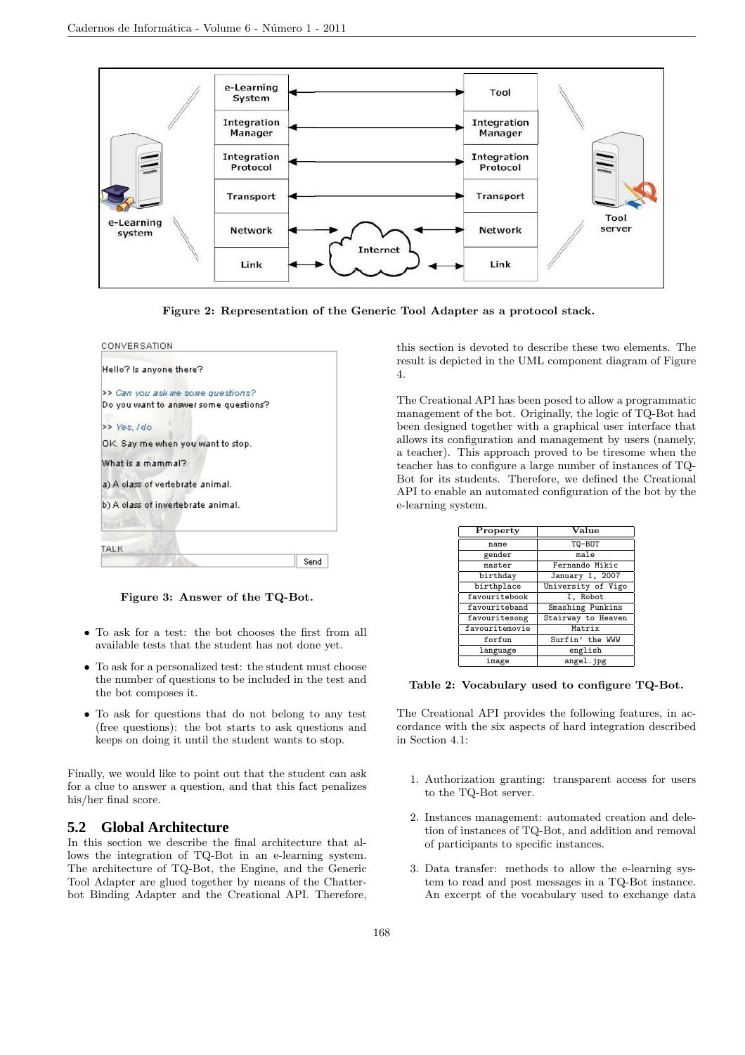Figure 2: Representation of the Generic Tool Adapter as a protocol stack.

Figure 3: Answer of the TQ-Bot.

- To ask for a test: the bot chooses the first from all available tests that the student has not done yet.
- To ask for a personalized test: the student must choose the number of questions to be included in the test and the bot composes it.
- To ask for questions that do not belong to any test (free questions): the bot starts to ask questions and keeps on doing it until the student wants to stop.

Finally, we would like to point out that the student can ask for a clue to answer a question, and that this fact penalizes his/her final score.

## 5.2 Global Architecture

In this section we describe the final architecture that allows the integration of TQ-Bot in an e-learning system. The architecture of TQ-Bot, the Engine, and the Generic Tool Adapter are glued together by means of the Chatterbot Binding Adapter and the Creational API. Therefore, this section is devoted to describe these two elements. The result is depicted in the UML component diagram of Figure 4.

The Creational API has been posed to allow a programmatic management of the bot. Originally, the logic of TQ-Bot had been designed together with a graphical user interface that allows its configuration and management by users (namely, a teacher). This approach proved to be tiresome when the teacher has to configure a large number of instances of TQ-Bot for its students. Therefore, we defined the Creational API to enable an automated configuration of the bot by the e-learning system.

| Property | Value |
| --- | --- |
| name | TQ-BOT |
| gender | male |
| master | Fernando Mikic |
| birthday | January 1, 2007 |
| birthplace | University of Vigo |
| favouritebook | I, Robot |
| favouriteband | Smashing Punkins |
| favouritesong | Stairway to Heaven |
| favouritemovie | Matrix |
| forfun | Surfin' the WWW |
| language | english |
| image | angel.jpg |

Table 2: Vocabulary used to configure TQ-Bot.

The Creational API provides the following features, in accordance with the six aspects of hard integration described in Section 4.1:

1. Authorization granting: transparent access for users to the TQ-Bot server.
2. Instances management: automated creation and deletion of instances of TQ-Bot, and addition and removal of participants to specific instances.
3. Data transfer: methods to allow the e-learning system to read and post messages in a TQ-Bot instance. An excerpt of the vocabulary used to exchange data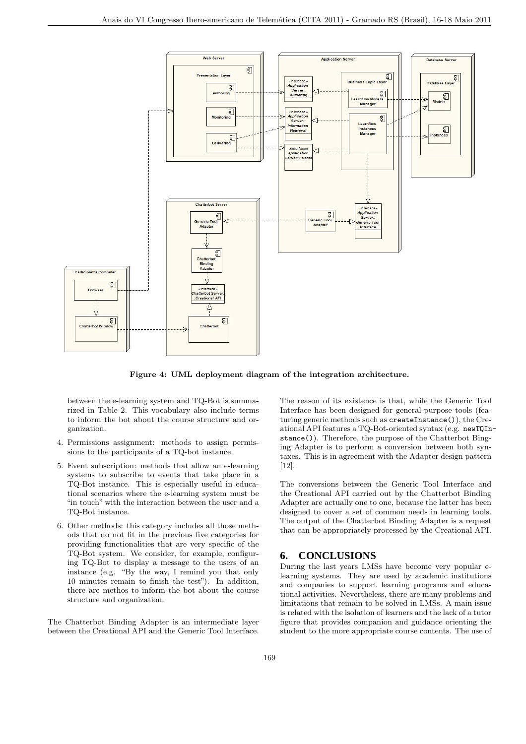**Figure 4: UML deployment diagram of the integration architecture.**

between the e-learning system and TQ-Bot is summarized in Table 2. This vocabulary also include terms to inform the bot about the course structure and organization.

4. Permissions assignment: methods to assign permissions to the participants of a TQ-bot instance.
5. Event subscription: methods that allow an e-learning systems to subscribe to events that take place in a TQ-Bot instance. This is especially useful in educational scenarios where the e-learning system must be "in touch" with the interaction between the user and a TQ-Bot instance.
6. Other methods: this category includes all those methods that do not fit in the previous five categories for providing functionalities that are very specific of the TQ-Bot system. We consider, for example, configuring TQ-Bot to display a message to the users of an instance (e.g. "By the way, I remind you that only 10 minutes remain to finish the test"). In addition, there are methos to inform the bot about the course structure and organization.

The Chatterbot Binding Adapter is an intermediate layer between the Creational API and the Generic Tool Interface. The reason of its existence is that, while the Generic Tool Interface has been designed for general-purpose tools (featuring generic methods such as `createInstance()`), the Creational API features a TQ-Bot-oriented syntax (e.g. `newTQInstance()`). Therefore, the purpose of the Chatterbot Binging Adapter is to perform a conversion between both syntaxes. This is in agreement with the Adapter design pattern [12].

The conversions between the Generic Tool Interface and the Creational API carried out by the Chatterbot Binding Adapter are actually one to one, because the latter has been designed to cover a set of common needs in learning tools. The output of the Chatterbot Binding Adapter is a request that can be appropriately processed by the Creational API.

## 6. CONCLUSIONS

During the last years LMSs have become very popular e-learning systems. They are used by academic institutions and companies to support learning programs and educational activities. Nevertheless, there are many problems and limitations that remain to be solved in LMSs. A main issue is related with the isolation of learners and the lack of a tutor figure that provides companion and guidance orienting the student to the more appropriate course contents. The use of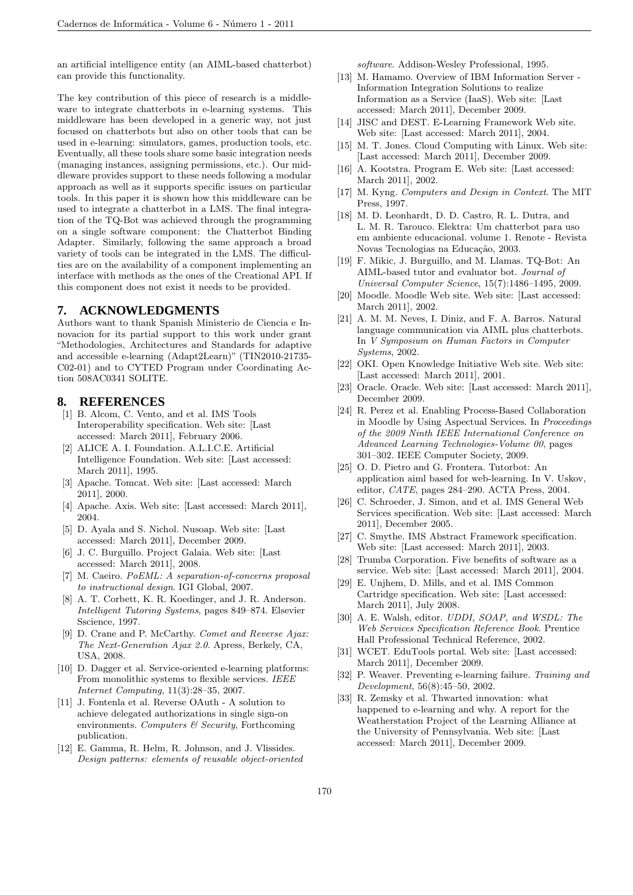an artificial intelligence entity (an AIML-based chatterbot) can provide this functionality.

The key contribution of this piece of research is a middleware to integrate chatterbots in e-learning systems. This middleware has been developed in a generic way, not just focused on chatterbots but also on other tools that can be used in e-learning: simulators, games, production tools, etc. Eventually, all these tools share some basic integration needs (managing instances, assigning permissions, etc.). Our middleware provides support to these needs following a modular approach as well as it supports specific issues on particular tools. In this paper it is shown how this middleware can be used to integrate a chatterbot in a LMS. The final integration of the TQ-Bot was achieved through the programming on a single software component: the Chatterbot Binding Adapter. Similarly, following the same approach a broad variety of tools can be integrated in the LMS. The difficulties are on the availability of a component implementing an interface with methods as the ones of the Creational API. If this component does not exist it needs to be provided.

## 7. ACKNOWLEDGMENTS

Authors want to thank Spanish Ministerio de Ciencia e Innovacion for its partial support to this work under grant "Methodologies, Architectures and Standards for adaptive and accessible e-learning (Adapt2Learn)" (TIN2010-21735-C02-01) and to CYTED Program under Coordinating Action 508AC0341 SOLITE.

## 8. REFERENCES

[1] B. Alcom, C. Vento, and et al. IMS Tools Interoperability specification. Web site: [Last accessed: March 2011], February 2006.

[2] ALICE A. I. Foundation. A.L.I.C.E. Artificial Intelligence Foundation. Web site: [Last accessed: March 2011], 1995.

[3] Apache. Tomcat. Web site: [Last accessed: March 2011], 2000.

[4] Apache. Axis. Web site: [Last accessed: March 2011], 2004.

[5] D. Ayala and S. Nichol. Nusoap. Web site: [Last accessed: March 2011], December 2009.

[6] J. C. Burguillo. Project Galaia. Web site: [Last accessed: March 2011], 2008.

[7] M. Caeiro. *PoEML: A separation-of-concerns proposal to instructional design*. IGI Global, 2007.

[8] A. T. Corbett, K. R. Koedinger, and J. R. Anderson. *Intelligent Tutoring Systems*, pages 849–874. Elsevier Sscience, 1997.

[9] D. Crane and P. McCarthy. *Comet and Reverse Ajax: The Next-Generation Ajax 2.0*. Apress, Berkely, CA, USA, 2008.

[10] D. Dagger et al. Service-oriented e-learning platforms: From monolithic systems to flexible services. *IEEE Internet Computing*, 11(3):28–35, 2007.

[11] J. Fontenla et al. Reverse OAuth - A solution to achieve delegated authorizations in single sign-on environments. *Computers & Security*, Forthcoming publication.

[12] E. Gamma, R. Helm, R. Johnson, and J. Vlissides. *Design patterns: elements of reusable object-oriented software*. Addison-Wesley Professional, 1995.

[13] M. Hamamo. Overview of IBM Information Server - Information Integration Solutions to realize Information as a Service (IaaS). Web site: [Last accessed: March 2011], December 2009.

[14] JISC and DEST. E-Learning Framework Web site. Web site: [Last accessed: March 2011], 2004.

[15] M. T. Jones. Cloud Computing with Linux. Web site: [Last accessed: March 2011], December 2009.

[16] A. Kootstra. Program E. Web site: [Last accessed: March 2011], 2002.

[17] M. Kyng. *Computers and Design in Context*. The MIT Press, 1997.

[18] M. D. Leonhardt, D. D. Castro, R. L. Dutra, and L. M. R. Tarouco. Elektra: Um chatterbot para uso em ambiente educacional. volume 1. Renote - Revista Novas Tecnologias na Educação, 2003.

[19] F. Mikic, J. Burguillo, and M. Llamas. TQ-Bot: An AIML-based tutor and evaluator bot. *Journal of Universal Computer Science*, 15(7):1486–1495, 2009.

[20] Moodle. Moodle Web site. Web site: [Last accessed: March 2011], 2002.

[21] A. M. M. Neves, I. Diniz, and F. A. Barros. Natural language communication via AIML plus chatterbots. In *V Symposium on Human Factors in Computer Systems*, 2002.

[22] OKI. Open Knowledge Initiative Web site. Web site: [Last accessed: March 2011], 2001.

[23] Oracle. Oracle. Web site: [Last accessed: March 2011], December 2009.

[24] R. Perez et al. Enabling Process-Based Collaboration in Moodle by Using Aspectual Services. In *Proceedings of the 2009 Ninth IEEE International Conference on Advanced Learning Technologies-Volume 00*, pages 301–302. IEEE Computer Society, 2009.

[25] O. D. Pietro and G. Frontera. Tutorbot: An application aiml based for web-learning. In V. Uskov, editor, *CATE*, pages 284–290. ACTA Press, 2004.

[26] C. Schroeder, J. Simon, and et al. IMS General Web Services specification. Web site: [Last accessed: March 2011], December 2005.

[27] C. Smythe. IMS Abstract Framework specification. Web site: [Last accessed: March 2011], 2003.

[28] Trumba Corporation. Five benefits of software as a service. Web site: [Last accessed: March 2011], 2004.

[29] E. Unjhem, D. Mills, and et al. IMS Common Cartridge specification. Web site: [Last accessed: March 2011], July 2008.

[30] A. E. Walsh, editor. *UDDI, SOAP, and WSDL: The Web Services Specification Reference Book*. Prentice Hall Professional Technical Reference, 2002.

[31] WCET. EduTools portal. Web site: [Last accessed: March 2011], December 2009.

[32] P. Weaver. Preventing e-learning failure. *Training and Development*, 56(8):45–50, 2002.

[33] R. Zemsky et al. Thwarted innovation: what happened to e-learning and why. A report for the Weatherstation Project of the Learning Alliance at the University of Pennsylvania. Web site: [Last accessed: March 2011], December 2009.